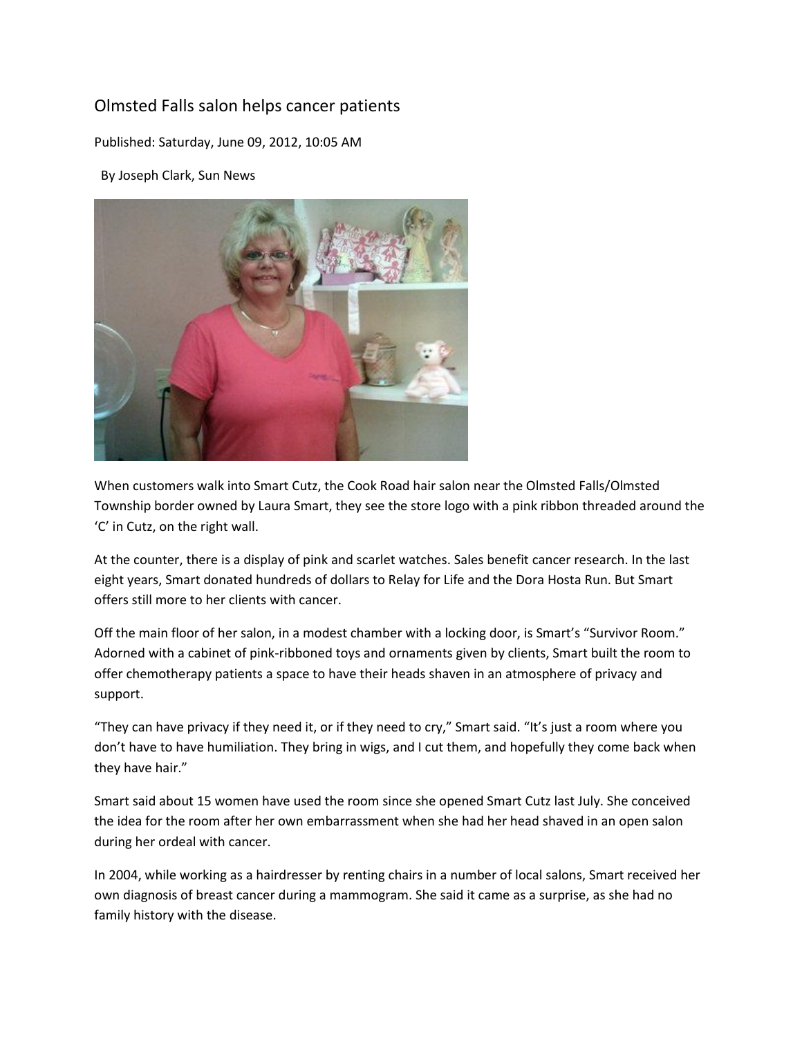# Olmsted Falls salon helps cancer patients

Published: Saturday, June 09, 2012, 10:05 AM

By Joseph Clark, Sun News

When customers walk into Smart Cutz, the Cook Road hair salon near the Olmsted Falls/Olmsted Township border owned by Laura Smart, they see the store logo with a pink ribbon threaded around the 'C' in Cutz, on the right wall.

At the counter, there is a display of pink and scarlet watches. Sales benefit cancer research. In the last eight years, Smart donated hundreds of dollars to Relay for Life and the Dora Hosta Run. But Smart offers still more to her clients with cancer.

Off the main floor of her salon, in a modest chamber with a locking door, is Smart's "Survivor Room." Adorned with a cabinet of pink-ribboned toys and ornaments given by clients, Smart built the room to offer chemotherapy patients a space to have their heads shaven in an atmosphere of privacy and support.

"They can have privacy if they need it, or if they need to cry," Smart said. "It's just a room where you don't have to have humiliation. They bring in wigs, and I cut them, and hopefully they come back when they have hair."

Smart said about 15 women have used the room since she opened Smart Cutz last July. She conceived the idea for the room after her own embarrassment when she had her head shaved in an open salon during her ordeal with cancer.

In 2004, while working as a hairdresser by renting chairs in a number of local salons, Smart received her own diagnosis of breast cancer during a mammogram. She said it came as a surprise, as she had no family history with the disease.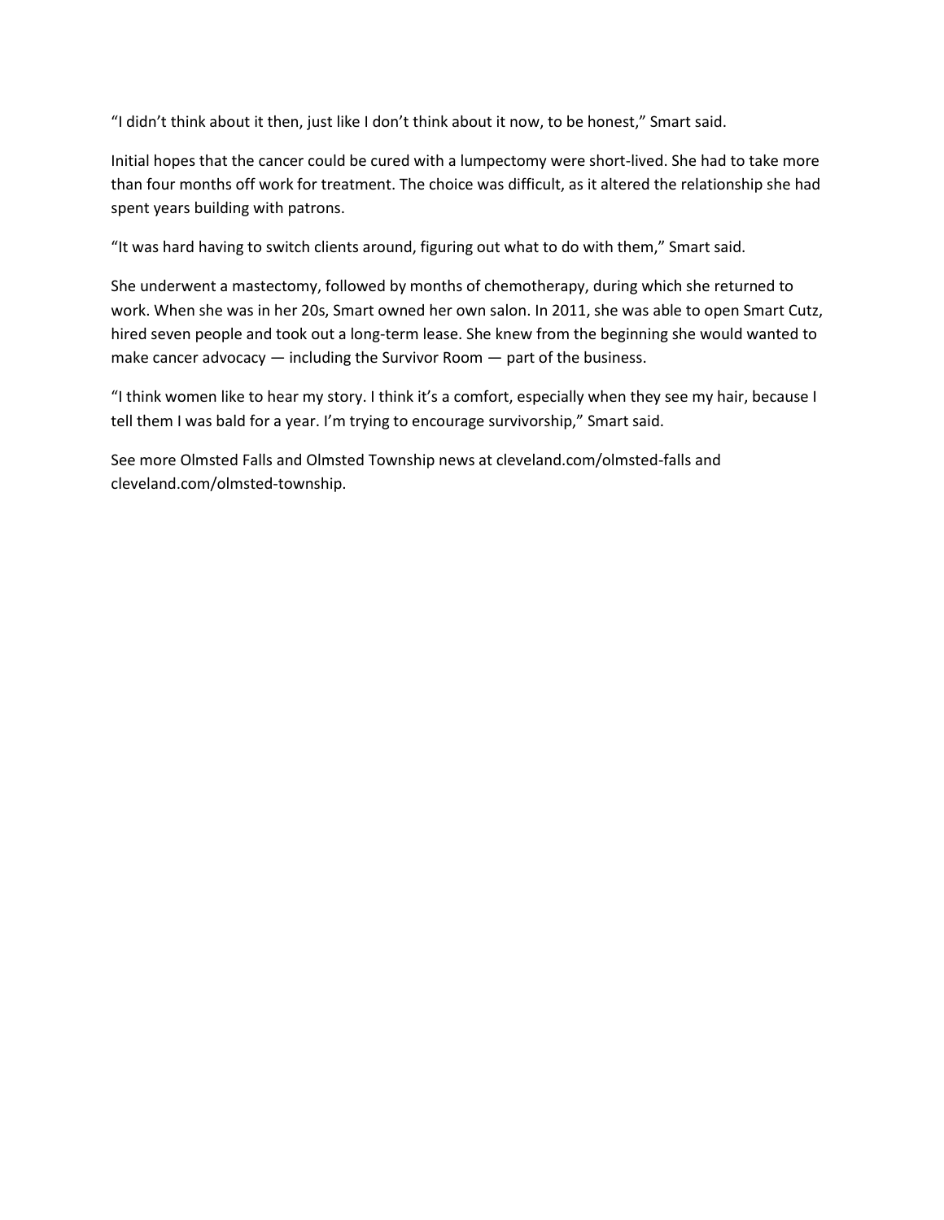"I didn't think about it then, just like I don't think about it now, to be honest," Smart said.

Initial hopes that the cancer could be cured with a lumpectomy were short-lived. She had to take more than four months off work for treatment. The choice was difficult, as it altered the relationship she had spent years building with patrons.

"It was hard having to switch clients around, figuring out what to do with them," Smart said.

She underwent a mastectomy, followed by months of chemotherapy, during which she returned to work. When she was in her 20s, Smart owned her own salon. In 2011, she was able to open Smart Cutz, hired seven people and took out a long-term lease. She knew from the beginning she would wanted to make cancer advocacy — including the Survivor Room — part of the business.

"I think women like to hear my story. I think it's a comfort, especially when they see my hair, because I tell them I was bald for a year. I'm trying to encourage survivorship," Smart said.

See more Olmsted Falls and Olmsted Township news at cleveland.com/olmsted-falls and cleveland.com/olmsted-township.